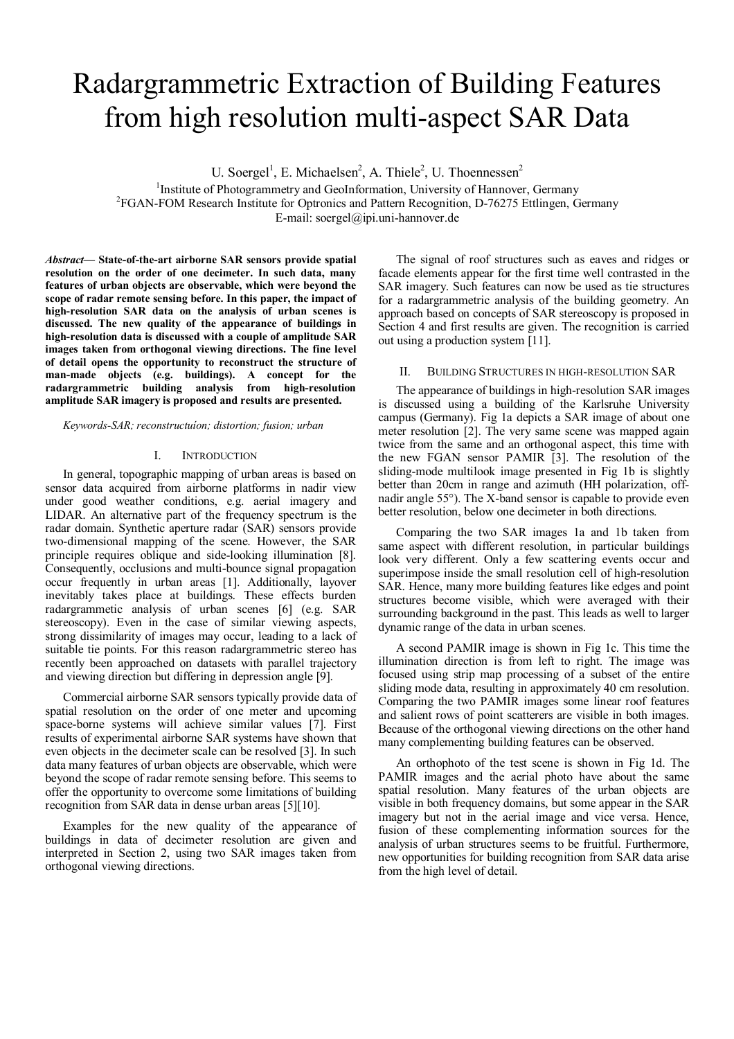# Radargrammetric Extraction of Building Features from high resolution multi-aspect SAR Data

U. Soergel[1], E. Michaelsen[2], A. Thiele[2], U. Thoennessen[2]

[1]Institute of Photogrammetry and GeoInformation, University of Hannover, Germany
[2]FGAN-FOM Research Institute for Optronics and Pattern Recognition, D-76275 Ettlingen, Germany
E-mail: soergel@ipi.uni-hannover.de

***Abstract*— State-of-the-art airborne SAR sensors provide spatial resolution on the order of one decimeter. In such data, many features of urban objects are observable, which were beyond the scope of radar remote sensing before. In this paper, the impact of high-resolution SAR data on the analysis of urban scenes is discussed. The new quality of the appearance of buildings in high-resolution data is discussed with a couple of amplitude SAR images taken from orthogonal viewing directions. The fine level of detail opens the opportunity to reconstruct the structure of man-made objects (e.g. buildings). A concept for the radargrammetric building analysis from high-resolution amplitude SAR imagery is proposed and results are presented.**

*Keywords-SAR; reconstructuíon; distortion; fusion; urban*

## I. Introduction

In general, topographic mapping of urban areas is based on sensor data acquired from airborne platforms in nadir view under good weather conditions, e.g. aerial imagery and LIDAR. An alternative part of the frequency spectrum is the radar domain. Synthetic aperture radar (SAR) sensors provide two-dimensional mapping of the scene. However, the SAR principle requires oblique and side-looking illumination [8]. Consequently, occlusions and multi-bounce signal propagation occur frequently in urban areas [1]. Additionally, layover inevitably takes place at buildings. These effects burden radargrammetic analysis of urban scenes [6] (e.g. SAR stereoscopy). Even in the case of similar viewing aspects, strong dissimilarity of images may occur, leading to a lack of suitable tie points. For this reason radargrammetric stereo has recently been approached on datasets with parallel trajectory and viewing direction but differing in depression angle [9].

Commercial airborne SAR sensors typically provide data of spatial resolution on the order of one meter and upcoming space-borne systems will achieve similar values [7]. First results of experimental airborne SAR systems have shown that even objects in the decimeter scale can be resolved [3]. In such data many features of urban objects are observable, which were beyond the scope of radar remote sensing before. This seems to offer the opportunity to overcome some limitations of building recognition from SAR data in dense urban areas [5][10].

Examples for the new quality of the appearance of buildings in data of decimeter resolution are given and interpreted in Section 2, using two SAR images taken from orthogonal viewing directions.

The signal of roof structures such as eaves and ridges or facade elements appear for the first time well contrasted in the SAR imagery. Such features can now be used as tie structures for a radargrammetric analysis of the building geometry. An approach based on concepts of SAR stereoscopy is proposed in Section 4 and first results are given. The recognition is carried out using a production system [11].

## II. Building Structures in high-resolution SAR

The appearance of buildings in high-resolution SAR images is discussed using a building of the Karlsruhe University campus (Germany). Fig 1a depicts a SAR image of about one meter resolution [2]. The very same scene was mapped again twice from the same and an orthogonal aspect, this time with the new FGAN sensor PAMIR [3]. The resolution of the sliding-mode multilook image presented in Fig 1b is slightly better than 20cm in range and azimuth (HH polarization, off-nadir angle 55°). The X-band sensor is capable to provide even better resolution, below one decimeter in both directions.

Comparing the two SAR images 1a and 1b taken from same aspect with different resolution, in particular buildings look very different. Only a few scattering events occur and superimpose inside the small resolution cell of high-resolution SAR. Hence, many more building features like edges and point structures become visible, which were averaged with their surrounding background in the past. This leads as well to larger dynamic range of the data in urban scenes.

A second PAMIR image is shown in Fig 1c. This time the illumination direction is from left to right. The image was focused using strip map processing of a subset of the entire sliding mode data, resulting in approximately 40 cm resolution. Comparing the two PAMIR images some linear roof features and salient rows of point scatterers are visible in both images. Because of the orthogonal viewing directions on the other hand many complementing building features can be observed.

An orthophoto of the test scene is shown in Fig 1d. The PAMIR images and the aerial photo have about the same spatial resolution. Many features of the urban objects are visible in both frequency domains, but some appear in the SAR imagery but not in the aerial image and vice versa. Hence, fusion of these complementing information sources for the analysis of urban structures seems to be fruitful. Furthermore, new opportunities for building recognition from SAR data arise from the high level of detail.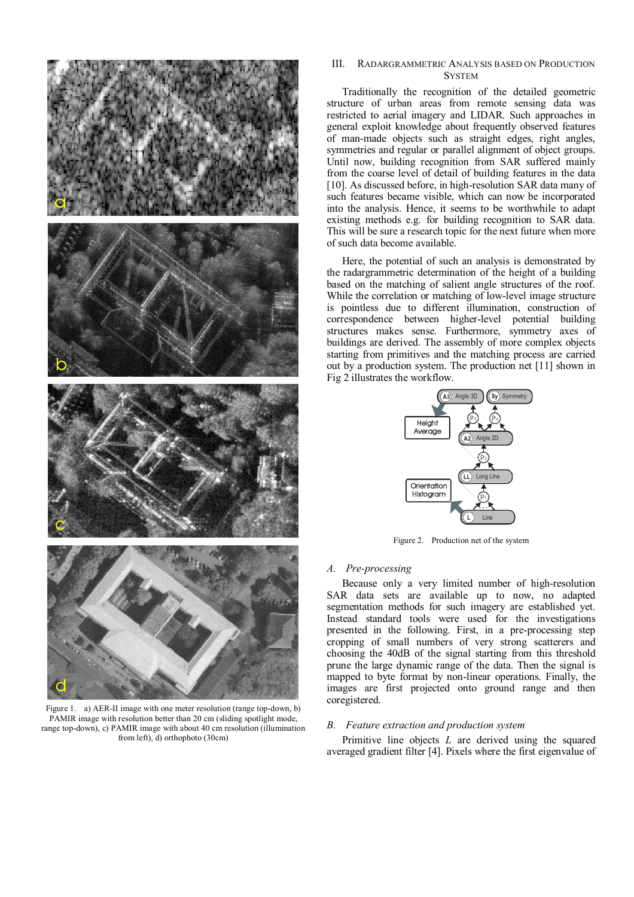Figure 1. a) AER-II image with one meter resolution (range top-down, b) PAMIR image with resolution better than 20 cm (sliding spotlight mode, range top-down), c) PAMIR image with about 40 cm resolution (illumination from left), d) orthophoto (30cm)

## III. Radargrammetric Analysis based on Production System

Traditionally the recognition of the detailed geometric structure of urban areas from remote sensing data was restricted to aerial imagery and LIDAR. Such approaches in general exploit knowledge about frequently observed features of man-made objects such as straight edges, right angles, symmetries and regular or parallel alignment of object groups. Until now, building recognition from SAR suffered mainly from the coarse level of detail of building features in the data [10]. As discussed before, in high-resolution SAR data many of such features became visible, which can now be incorporated into the analysis. Hence, it seems to be worthwhile to adapt existing methods e.g. for building recognition to SAR data. This will be sure a research topic for the next future when more of such data become available.

Here, the potential of such an analysis is demonstrated by the radargrammetric determination of the height of a building based on the matching of salient angle structures of the roof. While the correlation or matching of low-level image structure is pointless due to different illumination, construction of correspondence between higher-level potential building structures makes sense. Furthermore, symmetry axes of buildings are derived. The assembly of more complex objects starting from primitives and the matching process are carried out by a production system. The production net [11] shown in Fig 2 illustrates the workflow.

Figure 2. Production net of the system

### A. Pre-processing

Because only a very limited number of high-resolution SAR data sets are available up to now, no adapted segmentation methods for such imagery are established yet. Instead standard tools were used for the investigations presented in the following. First, in a pre-processing step cropping of small numbers of very strong scatterers and choosing the 40dB of the signal starting from this threshold prune the large dynamic range of the data. Then the signal is mapped to byte format by non-linear operations. Finally, the images are first projected onto ground range and then coregistered.

### B. Feature extraction and production system

Primitive line objects $L$ are derived using the squared averaged gradient filter [4]. Pixels where the first eigenvalue of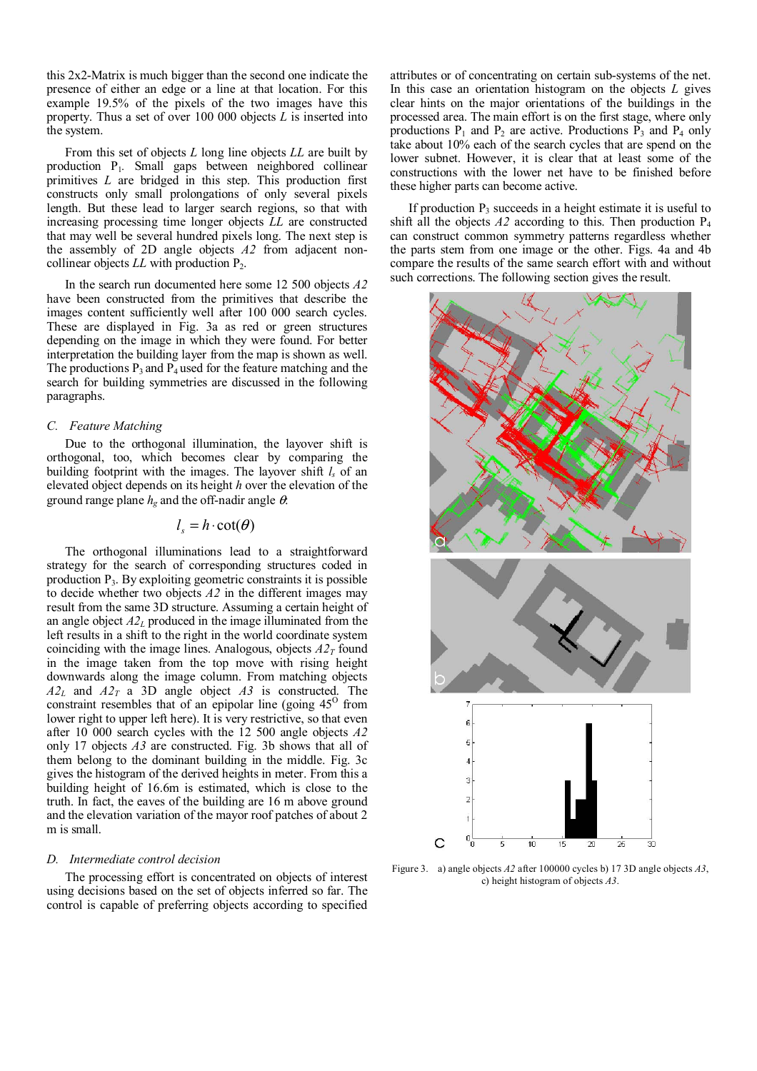this 2x2-Matrix is much bigger than the second one indicate the presence of either an edge or a line at that location. For this example 19.5% of the pixels of the two images have this property. Thus a set of over 100 000 objects *L* is inserted into the system.

From this set of objects *L* long line objects *LL* are built by production $P_1$. Small gaps between neighbored collinear primitives *L* are bridged in this step. This production first constructs only small prolongations of only several pixels length. But these lead to larger search regions, so that with increasing processing time longer objects *LL* are constructed that may well be several hundred pixels long. The next step is the assembly of 2D angle objects *A2* from adjacent non-collinear objects *LL* with production $P_2$.

In the search run documented here some 12 500 objects *A2* have been constructed from the primitives that describe the images content sufficiently well after 100 000 search cycles. These are displayed in Fig. 3a as red or green structures depending on the image in which they were found. For better interpretation the building layer from the map is shown as well. The productions $P_3$ and $P_4$ used for the feature matching and the search for building symmetries are discussed in the following paragraphs.

### C. Feature Matching

Due to the orthogonal illumination, the layover shift is orthogonal, too, which becomes clear by comparing the building footprint with the images. The layover shift $l_s$ of an elevated object depends on its height *h* over the elevation of the ground range plane $h_g$ and the off-nadir angle $\theta$:

$$l_s = h \cdot \cot(\theta)$$

The orthogonal illuminations lead to a straightforward strategy for the search of corresponding structures coded in production $P_3$. By exploiting geometric constraints it is possible to decide whether two objects *A2* in the different images may result from the same 3D structure. Assuming a certain height of an angle object $A2_L$ produced in the image illuminated from the left results in a shift to the right in the world coordinate system coinciding with the image lines. Analogous, objects $A2_T$ found in the image taken from the top move with rising height downwards along the image column. From matching objects $A2_L$ and $A2_T$ a 3D angle object *A3* is constructed. The constraint resembles that of an epipolar line (going 45$^{O}$ from lower right to upper left here). It is very restrictive, so that even after 10 000 search cycles with the 12 500 angle objects *A2* only 17 objects *A3* are constructed. Fig. 3b shows that all of them belong to the dominant building in the middle. Fig. 3c gives the histogram of the derived heights in meter. From this a building height of 16.6m is estimated, which is close to the truth. In fact, the eaves of the building are 16 m above ground and the elevation variation of the mayor roof patches of about 2 m is small.

### D. Intermediate control decision

The processing effort is concentrated on objects of interest using decisions based on the set of objects inferred so far. The control is capable of preferring objects according to specified attributes or of concentrating on certain sub-systems of the net. In this case an orientation histogram on the objects *L* gives clear hints on the major orientations of the buildings in the processed area. The main effort is on the first stage, where only productions $P_1$ and $P_2$ are active. Productions $P_3$ and $P_4$ only take about 10% each of the search cycles that are spend on the lower subnet. However, it is clear that at least some of the constructions with the lower net have to be finished before these higher parts can become active.

If production $P_3$ succeeds in a height estimate it is useful to shift all the objects *A2* according to this. Then production $P_4$ can construct common symmetry patterns regardless whether the parts stem from one image or the other. Figs. 4a and 4b compare the results of the same search effort with and without such corrections. The following section gives the result.

Figure 3. a) angle objects *A2* after 100000 cycles b) 17 3D angle objects *A3*, c) height histogram of objects *A3*.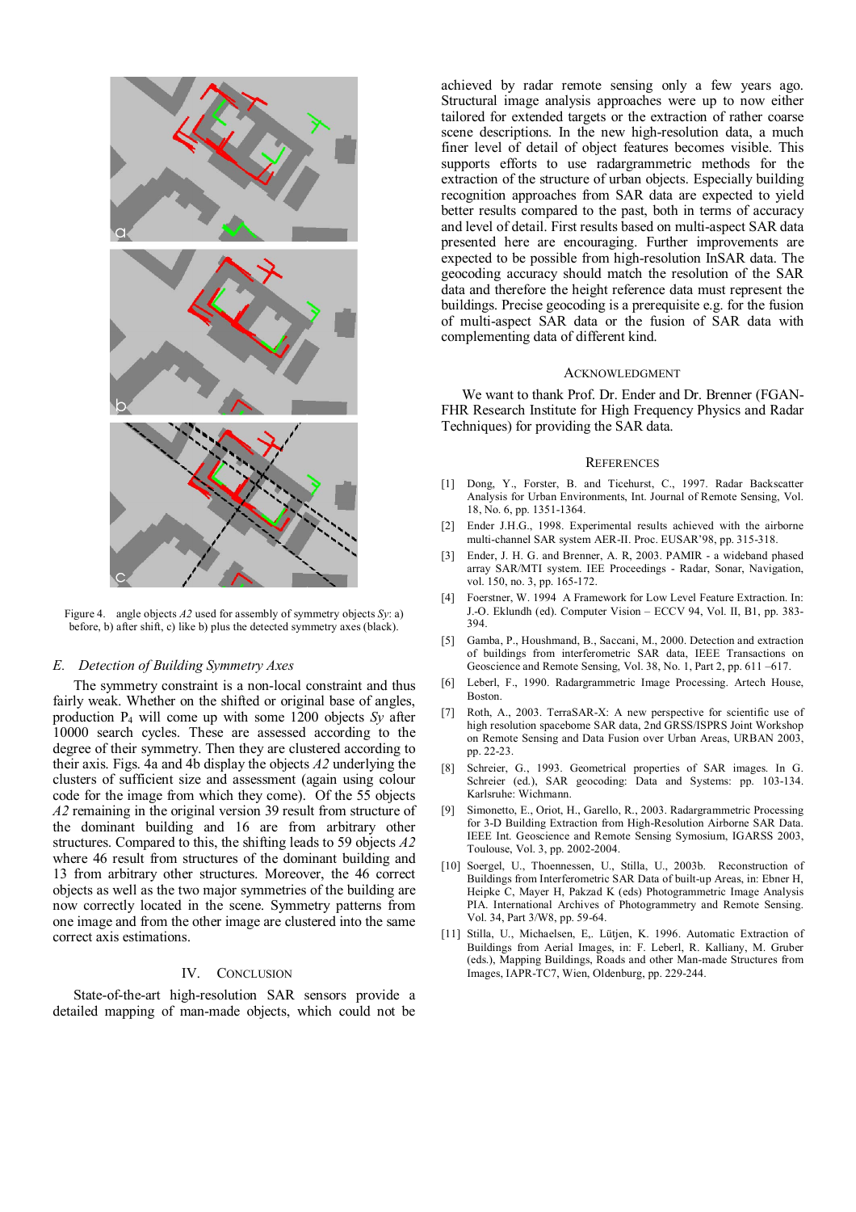Figure 4. angle objects *A2* used for assembly of symmetry objects *Sy*: a) before, b) after shift, c) like b) plus the detected symmetry axes (black).

### E. Detection of Building Symmetry Axes

The symmetry constraint is a non-local constraint and thus fairly weak. Whether on the shifted or original base of angles, production $P_4$ will come up with some 1200 objects *Sy* after 10000 search cycles. These are assessed according to the degree of their symmetry. Then they are clustered according to their axis. Figs. 4a and 4b display the objects *A2* underlying the clusters of sufficient size and assessment (again using colour code for the image from which they come). Of the 55 objects *A2* remaining in the original version 39 result from structure of the dominant building and 16 are from arbitrary other structures. Compared to this, the shifting leads to 59 objects *A2* where 46 result from structures of the dominant building and 13 from arbitrary other structures. Moreover, the 46 correct objects as well as the two major symmetries of the building are now correctly located in the scene. Symmetry patterns from one image and from the other image are clustered into the same correct axis estimations.

## IV. Conclusion

State-of-the-art high-resolution SAR sensors provide a detailed mapping of man-made objects, which could not be achieved by radar remote sensing only a few years ago. Structural image analysis approaches were up to now either tailored for extended targets or the extraction of rather coarse scene descriptions. In the new high-resolution data, a much finer level of detail of object features becomes visible. This supports efforts to use radargrammetric methods for the extraction of the structure of urban objects. Especially building recognition approaches from SAR data are expected to yield better results compared to the past, both in terms of accuracy and level of detail. First results based on multi-aspect SAR data presented here are encouraging. Further improvements are expected to be possible from high-resolution InSAR data. The geocoding accuracy should match the resolution of the SAR data and therefore the height reference data must represent the buildings. Precise geocoding is a prerequisite e.g. for the fusion of multi-aspect SAR data or the fusion of SAR data with complementing data of different kind.

## Acknowledgment

We want to thank Prof. Dr. Ender and Dr. Brenner (FGAN-FHR Research Institute for High Frequency Physics and Radar Techniques) for providing the SAR data.

## References

[1] Dong, Y., Forster, B. and Ticehurst, C., 1997. Radar Backscatter Analysis for Urban Environments, Int. Journal of Remote Sensing, Vol. 18, No. 6, pp. 1351-1364.

[2] Ender J.H.G., 1998. Experimental results achieved with the airborne multi-channel SAR system AER-II. Proc. EUSAR'98, pp. 315-318.

[3] Ender, J. H. G. and Brenner, A. R, 2003. PAMIR - a wideband phased array SAR/MTI system. IEE Proceedings - Radar, Sonar, Navigation, vol. 150, no. 3, pp. 165-172.

[4] Foerstner, W. 1994 A Framework for Low Level Feature Extraction. In: J.-O. Eklundh (ed). Computer Vision – ECCV 94, Vol. II, B1, pp. 383-394.

[5] Gamba, P., Houshmand, B., Saccani, M., 2000. Detection and extraction of buildings from interferometric SAR data, IEEE Transactions on Geoscience and Remote Sensing, Vol. 38, No. 1, Part 2, pp. 611 –617.

[6] Leberl, F., 1990. Radargrammetric Image Processing. Artech House, Boston.

[7] Roth, A., 2003. TerraSAR-X: A new perspective for scientific use of high resolution spaceborne SAR data, 2nd GRSS/ISPRS Joint Workshop on Remote Sensing and Data Fusion over Urban Areas, URBAN 2003, pp. 22-23.

[8] Schreier, G., 1993. Geometrical properties of SAR images. In G. Schreier (ed.), SAR geocoding: Data and Systems: pp. 103-134. Karlsruhe: Wichmann.

[9] Simonetto, E., Oriot, H., Garello, R., 2003. Radargrammetric Processing for 3-D Building Extraction from High-Resolution Airborne SAR Data. IEEE Int. Geoscience and Remote Sensing Symosium, IGARSS 2003, Toulouse, Vol. 3, pp. 2002-2004.

[10] Soergel, U., Thoennessen, U., Stilla, U., 2003b. Reconstruction of Buildings from Interferometric SAR Data of built-up Areas, in: Ebner H, Heipke C, Mayer H, Pakzad K (eds) Photogrammetric Image Analysis PIA. International Archives of Photogrammetry and Remote Sensing. Vol. 34, Part 3/W8, pp. 59-64.

[11] Stilla, U., Michaelsen, E,. Lütjen, K. 1996. Automatic Extraction of Buildings from Aerial Images, in: F. Leberl, R. Kalliany, M. Gruber (eds.), Mapping Buildings, Roads and other Man-made Structures from Images, IAPR-TC7, Wien, Oldenburg, pp. 229-244.